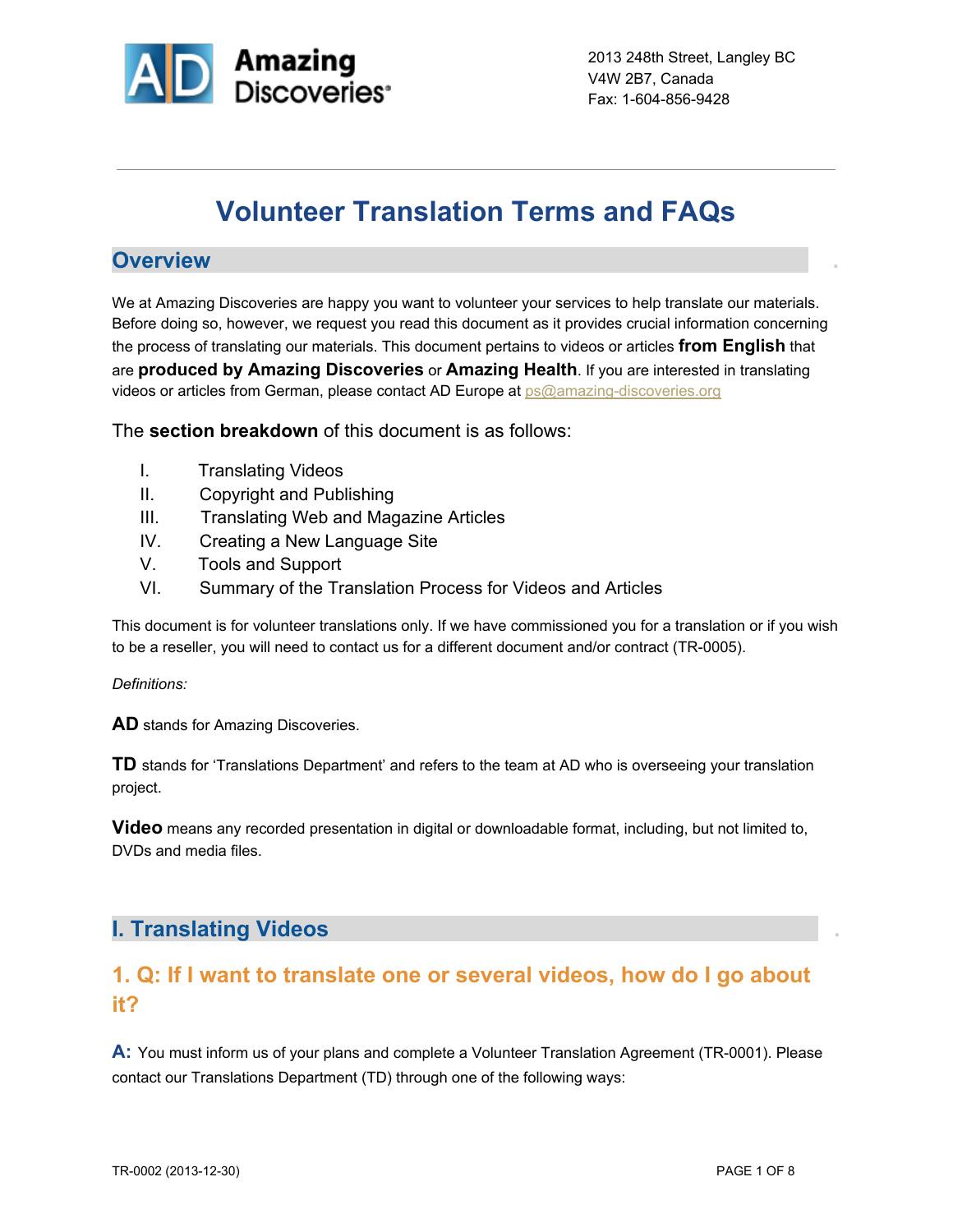Amazing Discoveries

2013 248th Street, Langley BC
V4W 2B7, Canada
Fax: 1-604-856-9428

# Volunteer Translation Terms and FAQs

## Overview

We at Amazing Discoveries are happy you want to volunteer your services to help translate our materials. Before doing so, however, we request you read this document as it provides crucial information concerning the process of translating our materials. This document pertains to videos or articles **from English** that are **produced by Amazing Discoveries** or **Amazing Health**. If you are interested in translating videos or articles from German, please contact AD Europe at ps@amazing-discoveries.org

The **section breakdown** of this document is as follows:

- I. Translating Videos
- II. Copyright and Publishing
- III. Translating Web and Magazine Articles
- IV. Creating a New Language Site
- V. Tools and Support
- VI. Summary of the Translation Process for Videos and Articles

This document is for volunteer translations only. If we have commissioned you for a translation or if you wish to be a reseller, you will need to contact us for a different document and/or contract (TR-0005).

*Definitions:*

**AD** stands for Amazing Discoveries.

**TD** stands for 'Translations Department' and refers to the team at AD who is overseeing your translation project.

**Video** means any recorded presentation in digital or downloadable format, including, but not limited to, DVDs and media files.

## I. Translating Videos

### 1. Q: If I want to translate one or several videos, how do I go about it?

**A:** You must inform us of your plans and complete a Volunteer Translation Agreement (TR-0001). Please contact our Translations Department (TD) through one of the following ways:

TR-0002 (2013-12-30)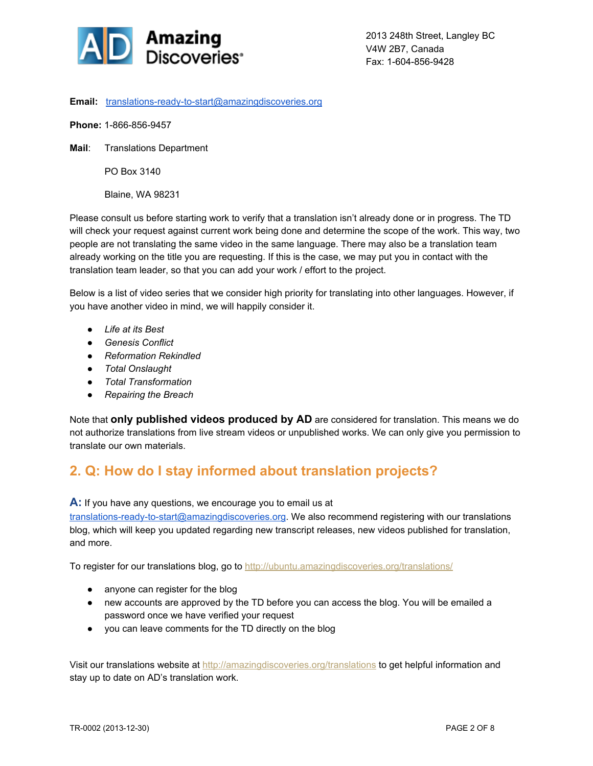Amazing Discoveries

2013 248th Street, Langley BC
V4W 2B7, Canada
Fax: 1-604-856-9428

**Email:** translations-ready-to-start@amazingdiscoveries.org

**Phone:** 1-866-856-9457

**Mail**: Translations Department

PO Box 3140

Blaine, WA 98231

Please consult us before starting work to verify that a translation isn't already done or in progress. The TD will check your request against current work being done and determine the scope of the work. This way, two people are not translating the same video in the same language. There may also be a translation team already working on the title you are requesting. If this is the case, we may put you in contact with the translation team leader, so that you can add your work / effort to the project.

Below is a list of video series that we consider high priority for translating into other languages. However, if you have another video in mind, we will happily consider it.

- *Life at its Best*
- *Genesis Conflict*
- *Reformation Rekindled*
- *Total Onslaught*
- *Total Transformation*
- *Repairing the Breach*

Note that **only published videos produced by AD** are considered for translation. This means we do not authorize translations from live stream videos or unpublished works. We can only give you permission to translate our own materials.

## 2. Q: How do I stay informed about translation projects?

**A:** If you have any questions, we encourage you to email us at translations-ready-to-start@amazingdiscoveries.org. We also recommend registering with our translations blog, which will keep you updated regarding new transcript releases, new videos published for translation, and more.

To register for our translations blog, go to http://ubuntu.amazingdiscoveries.org/translations/

- anyone can register for the blog
- new accounts are approved by the TD before you can access the blog. You will be emailed a password once we have verified your request
- you can leave comments for the TD directly on the blog

Visit our translations website at http://amazingdiscoveries.org/translations to get helpful information and stay up to date on AD's translation work.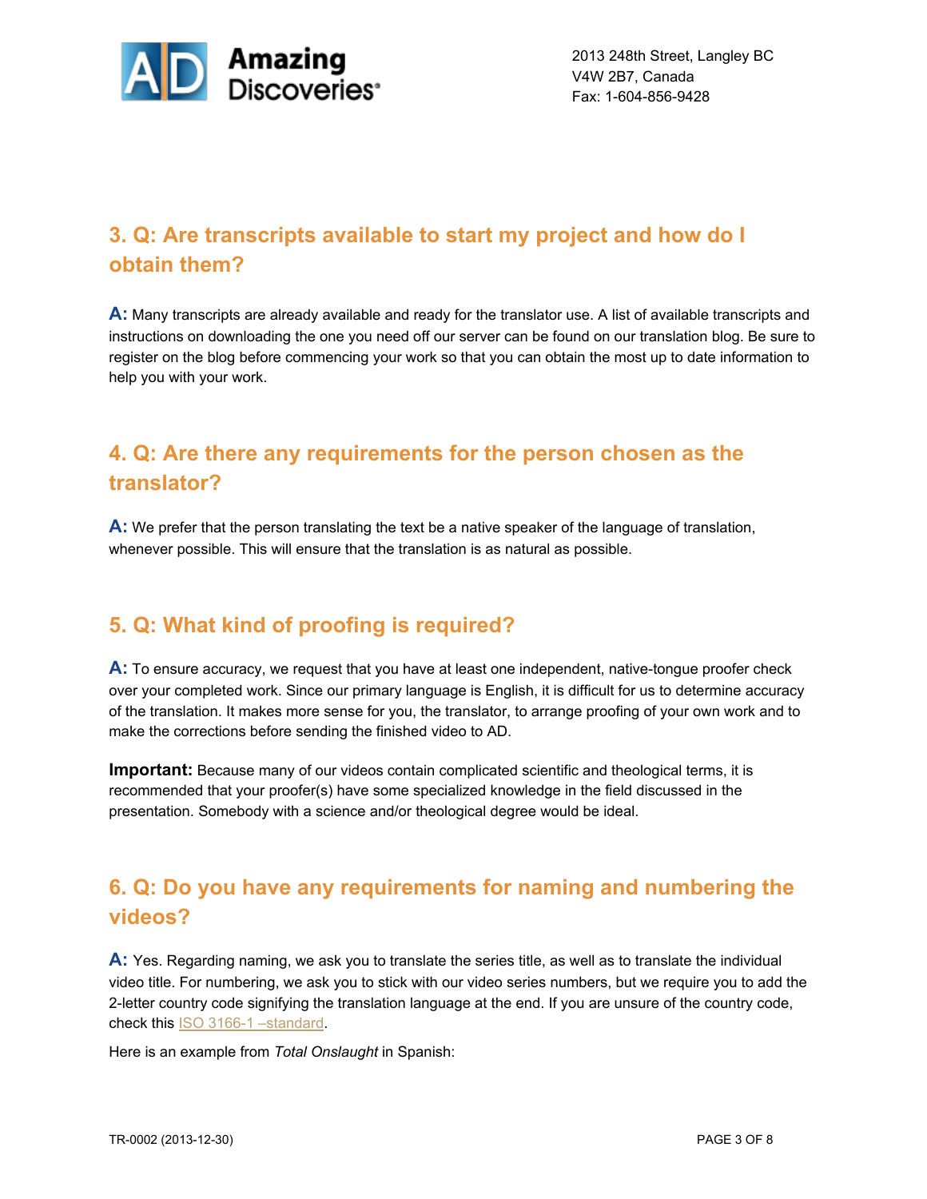## 3. Q: Are transcripts available to start my project and how do I obtain them?

**A:** Many transcripts are already available and ready for the translator use. A list of available transcripts and instructions on downloading the one you need off our server can be found on our translation blog. Be sure to register on the blog before commencing your work so that you can obtain the most up to date information to help you with your work.

## 4. Q: Are there any requirements for the person chosen as the translator?

**A:** We prefer that the person translating the text be a native speaker of the language of translation, whenever possible. This will ensure that the translation is as natural as possible.

## 5. Q: What kind of proofing is required?

**A:** To ensure accuracy, we request that you have at least one independent, native-tongue proofer check over your completed work. Since our primary language is English, it is difficult for us to determine accuracy of the translation. It makes more sense for you, the translator, to arrange proofing of your own work and to make the corrections before sending the finished video to AD.

**Important:** Because many of our videos contain complicated scientific and theological terms, it is recommended that your proofer(s) have some specialized knowledge in the field discussed in the presentation. Somebody with a science and/or theological degree would be ideal.

## 6. Q: Do you have any requirements for naming and numbering the videos?

**A:** Yes. Regarding naming, we ask you to translate the series title, as well as to translate the individual video title. For numbering, we ask you to stick with our video series numbers, but we require you to add the 2-letter country code signifying the translation language at the end. If you are unsure of the country code, check this ISO 3166-1 –standard.

Here is an example from *Total Onslaught* in Spanish: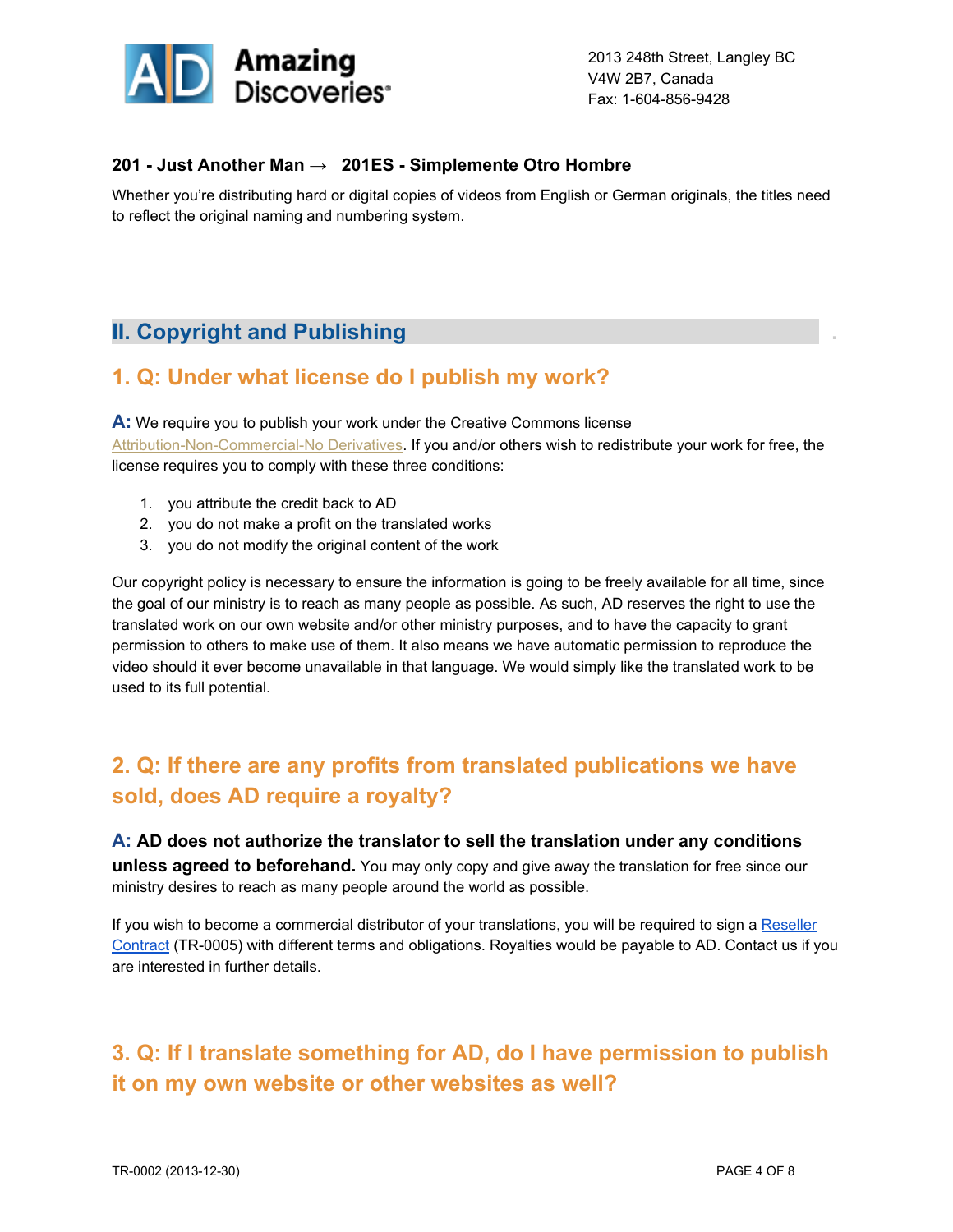**201 - Just Another Man → 201ES - Simplemente Otro Hombre**

Whether you're distributing hard or digital copies of videos from English or German originals, the titles need to reflect the original naming and numbering system.

## II. Copyright and Publishing

### 1. Q: Under what license do I publish my work?

**A:** We require you to publish your work under the Creative Commons license Attribution-Non-Commercial-No Derivatives. If you and/or others wish to redistribute your work for free, the license requires you to comply with these three conditions:

1. you attribute the credit back to AD
2. you do not make a profit on the translated works
3. you do not modify the original content of the work

Our copyright policy is necessary to ensure the information is going to be freely available for all time, since the goal of our ministry is to reach as many people as possible. As such, AD reserves the right to use the translated work on our own website and/or other ministry purposes, and to have the capacity to grant permission to others to make use of them. It also means we have automatic permission to reproduce the video should it ever become unavailable in that language. We would simply like the translated work to be used to its full potential.

### 2. Q: If there are any profits from translated publications we have sold, does AD require a royalty?

**A: AD does not authorize the translator to sell the translation under any conditions unless agreed to beforehand.** You may only copy and give away the translation for free since our ministry desires to reach as many people around the world as possible.

If you wish to become a commercial distributor of your translations, you will be required to sign a Reseller Contract (TR-0005) with different terms and obligations. Royalties would be payable to AD. Contact us if you are interested in further details.

### 3. Q: If I translate something for AD, do I have permission to publish it on my own website or other websites as well?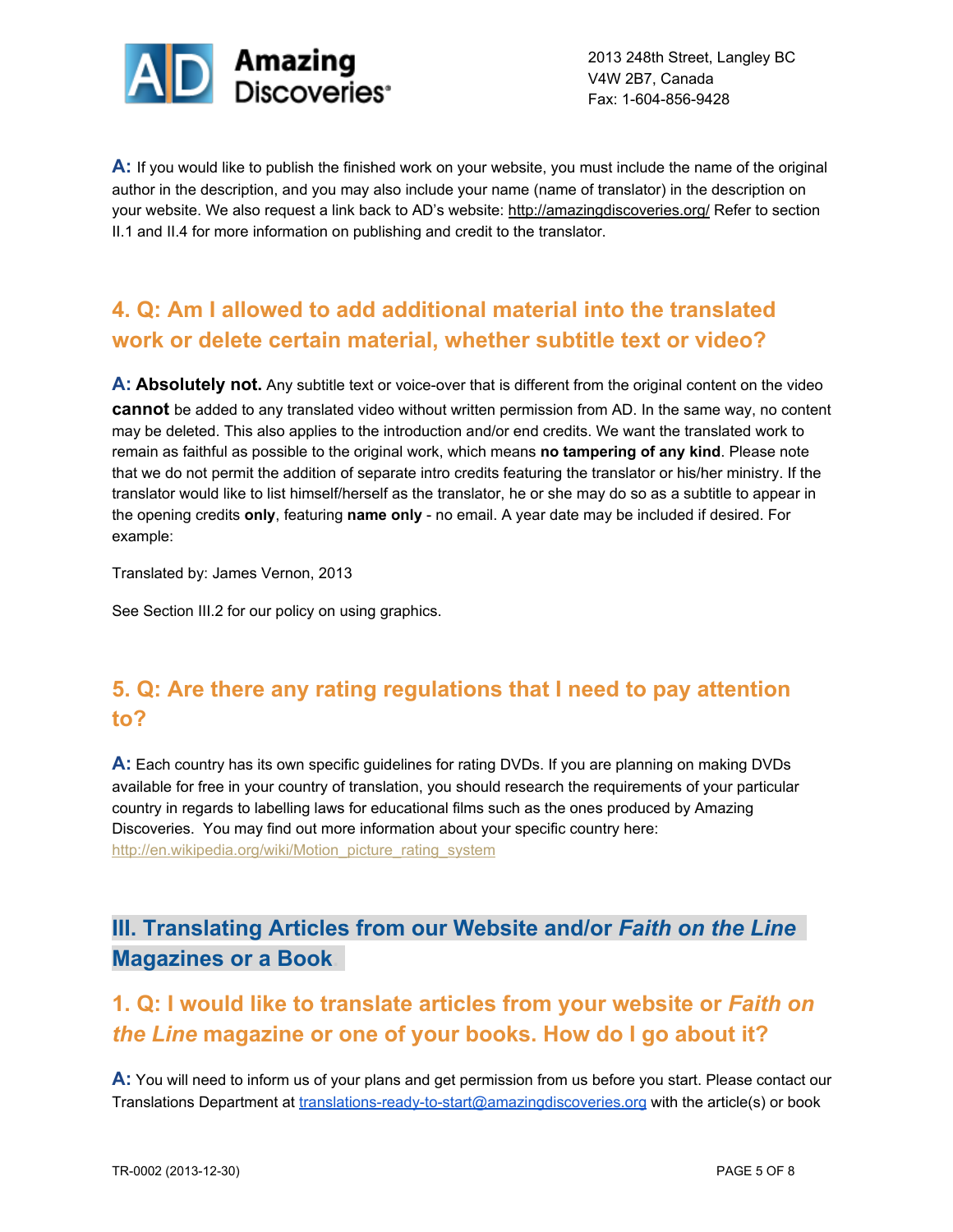**A:** If you would like to publish the finished work on your website, you must include the name of the original author in the description, and you may also include your name (name of translator) in the description on your website. We also request a link back to AD's website: http://amazingdiscoveries.org/ Refer to section II.1 and II.4 for more information on publishing and credit to the translator.

### 4. Q: Am I allowed to add additional material into the translated work or delete certain material, whether subtitle text or video?

**A: Absolutely not.** Any subtitle text or voice-over that is different from the original content on the video **cannot** be added to any translated video without written permission from AD. In the same way, no content may be deleted. This also applies to the introduction and/or end credits. We want the translated work to remain as faithful as possible to the original work, which means **no tampering of any kind**. Please note that we do not permit the addition of separate intro credits featuring the translator or his/her ministry. If the translator would like to list himself/herself as the translator, he or she may do so as a subtitle to appear in the opening credits **only**, featuring **name only** - no email. A year date may be included if desired. For example:

Translated by: James Vernon, 2013

See Section III.2 for our policy on using graphics.

### 5. Q: Are there any rating regulations that I need to pay attention to?

**A:** Each country has its own specific guidelines for rating DVDs. If you are planning on making DVDs available for free in your country of translation, you should research the requirements of your particular country in regards to labelling laws for educational films such as the ones produced by Amazing Discoveries. You may find out more information about your specific country here: http://en.wikipedia.org/wiki/Motion_picture_rating_system

## III. Translating Articles from our Website and/or *Faith on the Line* Magazines or a Book

### 1. Q: I would like to translate articles from your website or *Faith on the Line* magazine or one of your books. How do I go about it?

**A:** You will need to inform us of your plans and get permission from us before you start. Please contact our Translations Department at translations-ready-to-start@amazingdiscoveries.org with the article(s) or book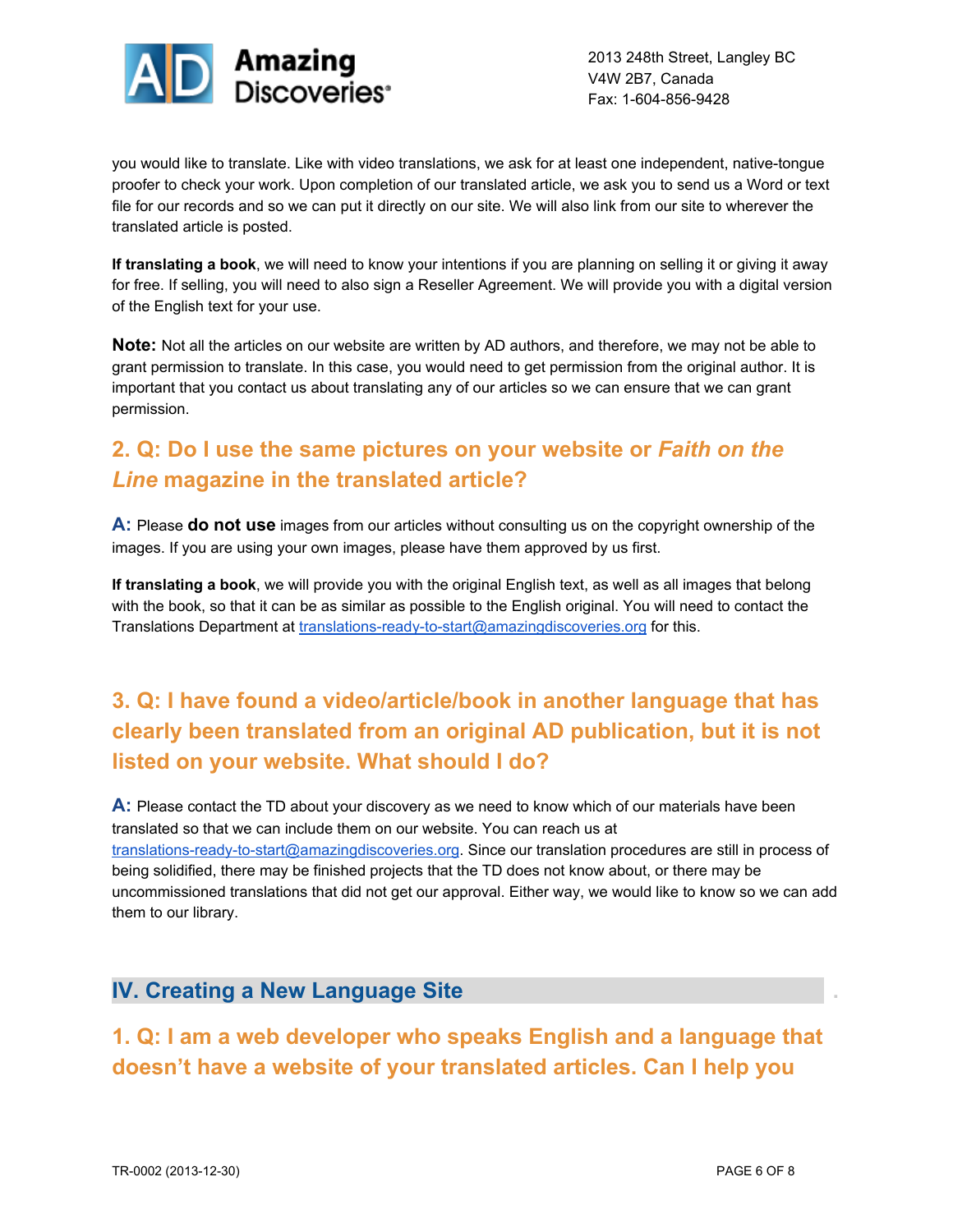you would like to translate. Like with video translations, we ask for at least one independent, native-tongue proofer to check your work. Upon completion of our translated article, we ask you to send us a Word or text file for our records and so we can put it directly on our site. We will also link from our site to wherever the translated article is posted.

**If translating a book**, we will need to know your intentions if you are planning on selling it or giving it away for free. If selling, you will need to also sign a Reseller Agreement. We will provide you with a digital version of the English text for your use.

**Note:** Not all the articles on our website are written by AD authors, and therefore, we may not be able to grant permission to translate. In this case, you would need to get permission from the original author. It is important that you contact us about translating any of our articles so we can ensure that we can grant permission.

### 2. Q: Do I use the same pictures on your website or *Faith on the Line* magazine in the translated article?

**A:** Please **do not use** images from our articles without consulting us on the copyright ownership of the images. If you are using your own images, please have them approved by us first.

**If translating a book**, we will provide you with the original English text, as well as all images that belong with the book, so that it can be as similar as possible to the English original. You will need to contact the Translations Department at translations-ready-to-start@amazingdiscoveries.org for this.

### 3. Q: I have found a video/article/book in another language that has clearly been translated from an original AD publication, but it is not listed on your website. What should I do?

**A:** Please contact the TD about your discovery as we need to know which of our materials have been translated so that we can include them on our website. You can reach us at translations-ready-to-start@amazingdiscoveries.org. Since our translation procedures are still in process of being solidified, there may be finished projects that the TD does not know about, or there may be uncommissioned translations that did not get our approval. Either way, we would like to know so we can add them to our library.

## IV. Creating a New Language Site

### 1. Q: I am a web developer who speaks English and a language that doesn't have a website of your translated articles. Can I help you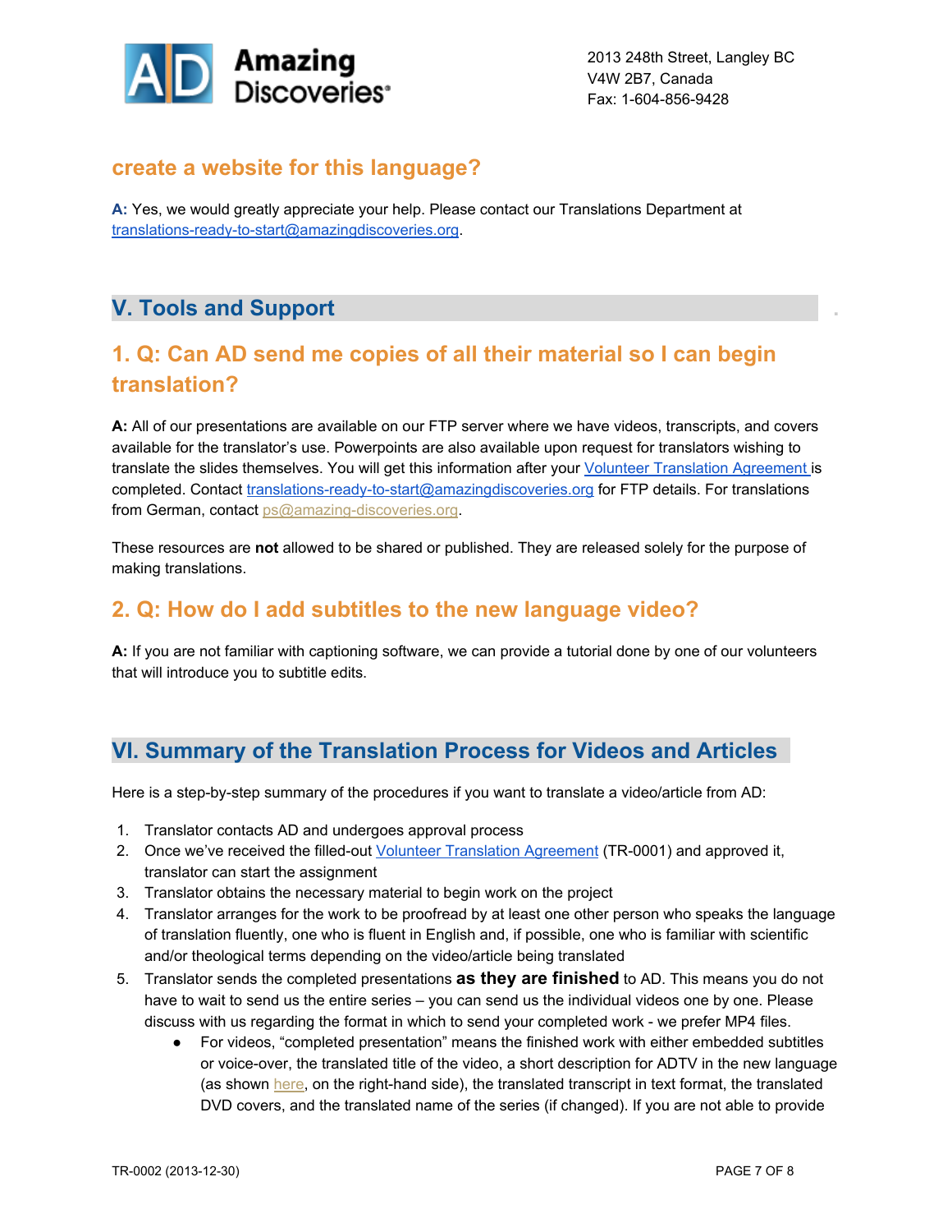### create a website for this language?

**A:** Yes, we would greatly appreciate your help. Please contact our Translations Department at translations-ready-to-start@amazingdiscoveries.org.

## V. Tools and Support

### 1. Q: Can AD send me copies of all their material so I can begin translation?

**A:** All of our presentations are available on our FTP server where we have videos, transcripts, and covers available for the translator's use. Powerpoints are also available upon request for translators wishing to translate the slides themselves. You will get this information after your Volunteer Translation Agreement is completed. Contact translations-ready-to-start@amazingdiscoveries.org for FTP details. For translations from German, contact ps@amazing-discoveries.org.

These resources are **not** allowed to be shared or published. They are released solely for the purpose of making translations.

### 2. Q: How do I add subtitles to the new language video?

**A:** If you are not familiar with captioning software, we can provide a tutorial done by one of our volunteers that will introduce you to subtitle edits.

## VI. Summary of the Translation Process for Videos and Articles

Here is a step-by-step summary of the procedures if you want to translate a video/article from AD:

1. Translator contacts AD and undergoes approval process
2. Once we've received the filled-out Volunteer Translation Agreement (TR-0001) and approved it, translator can start the assignment
3. Translator obtains the necessary material to begin work on the project
4. Translator arranges for the work to be proofread by at least one other person who speaks the language of translation fluently, one who is fluent in English and, if possible, one who is familiar with scientific and/or theological terms depending on the video/article being translated
5. Translator sends the completed presentations **as they are finished** to AD. This means you do not have to wait to send us the entire series – you can send us the individual videos one by one. Please discuss with us regarding the format in which to send your completed work - we prefer MP4 files.
    - For videos, "completed presentation" means the finished work with either embedded subtitles or voice-over, the translated title of the video, a short description for ADTV in the new language (as shown here, on the right-hand side), the translated transcript in text format, the translated DVD covers, and the translated name of the series (if changed). If you are not able to provide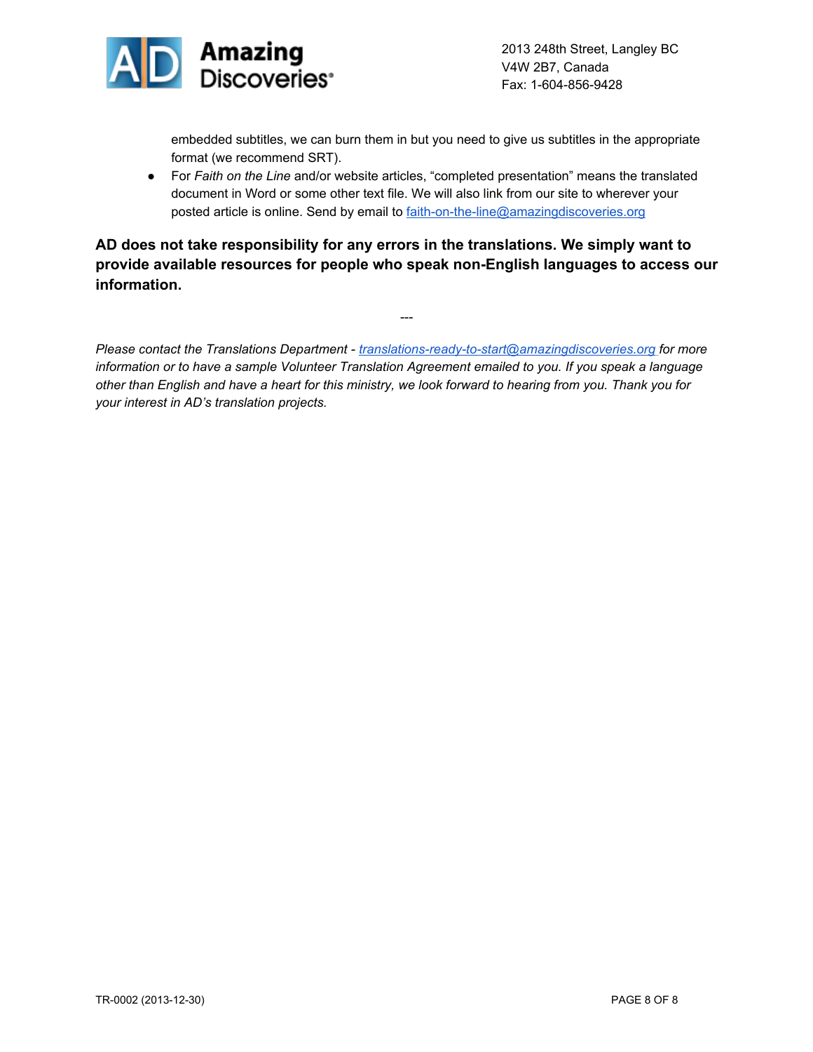embedded subtitles, we can burn them in but you need to give us subtitles in the appropriate format (we recommend SRT).

- For *Faith on the Line* and/or website articles, “completed presentation” means the translated document in Word or some other text file. We will also link from our site to wherever your posted article is online. Send by email to faith-on-the-line@amazingdiscoveries.org

**AD does not take responsibility for any errors in the translations. We simply want to provide available resources for people who speak non-English languages to access our information.**

---

*Please contact the Translations Department - translations-ready-to-start@amazingdiscoveries.org for more information or to have a sample Volunteer Translation Agreement emailed to you. If you speak a language other than English and have a heart for this ministry, we look forward to hearing from you. Thank you for your interest in AD’s translation projects.*